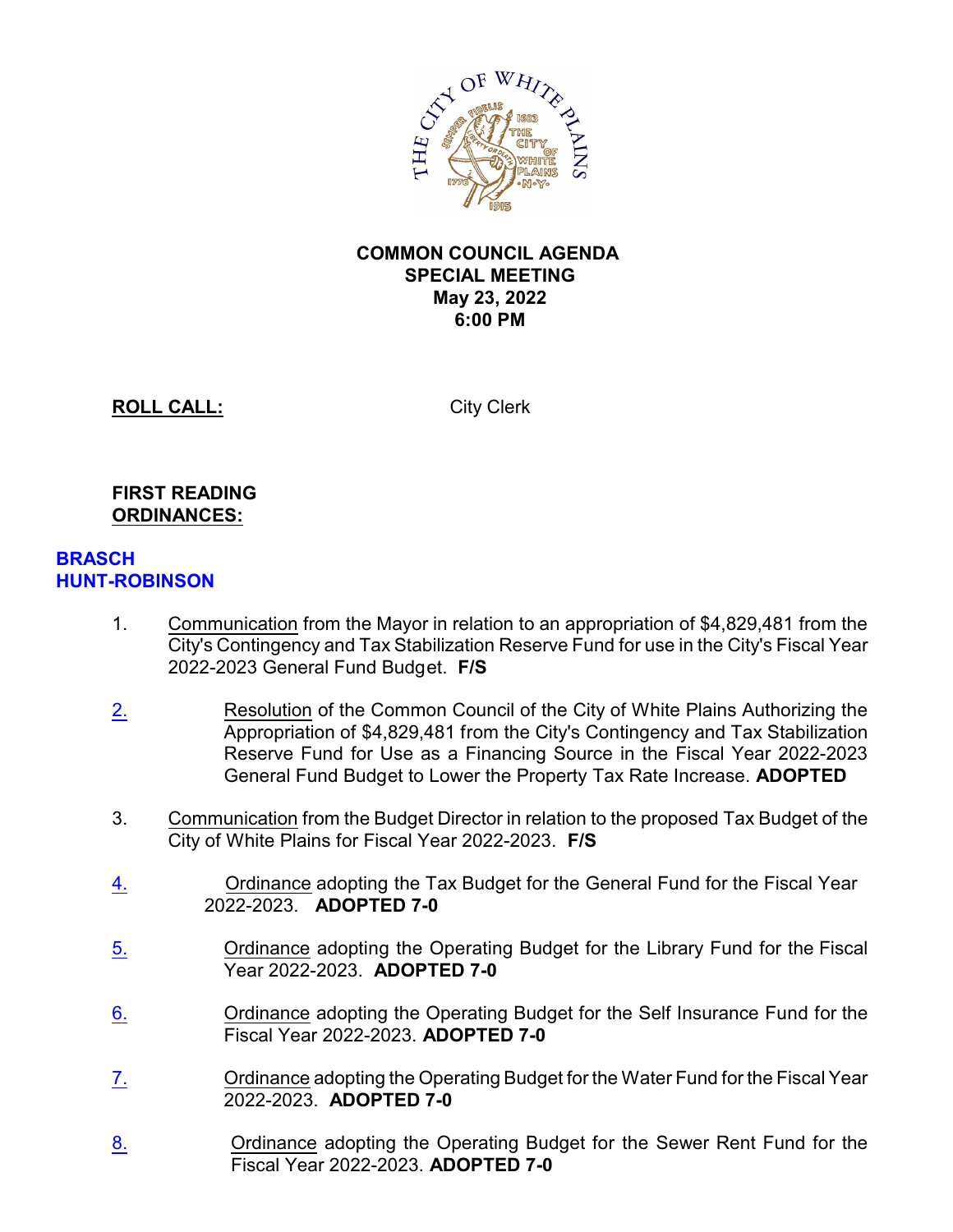**COMMON COUNCIL AGENDA**
**SPECIAL MEETING**
**May 23, 2022**
**6:00 PM**

**ROLL CALL:** City Clerk

**FIRST READING ORDINANCES:**

**BRASCH**
**HUNT-ROBINSON**

1. Communication from the Mayor in relation to an appropriation of $4,829,481 from the City's Contingency and Tax Stabilization Reserve Fund for use in the City's Fiscal Year 2022-2023 General Fund Budget. **F/S**

2. Resolution of the Common Council of the City of White Plains Authorizing the Appropriation of $4,829,481 from the City's Contingency and Tax Stabilization Reserve Fund for Use as a Financing Source in the Fiscal Year 2022-2023 General Fund Budget to Lower the Property Tax Rate Increase. **ADOPTED**

3. Communication from the Budget Director in relation to the proposed Tax Budget of the City of White Plains for Fiscal Year 2022-2023. **F/S**

4. Ordinance adopting the Tax Budget for the General Fund for the Fiscal Year 2022-2023. **ADOPTED 7-0**

5. Ordinance adopting the Operating Budget for the Library Fund for the Fiscal Year 2022-2023. **ADOPTED 7-0**

6. Ordinance adopting the Operating Budget for the Self Insurance Fund for the Fiscal Year 2022-2023. **ADOPTED 7-0**

7. Ordinance adopting the Operating Budget for the Water Fund for the Fiscal Year 2022-2023. **ADOPTED 7-0**

8. Ordinance adopting the Operating Budget for the Sewer Rent Fund for the Fiscal Year 2022-2023. **ADOPTED 7-0**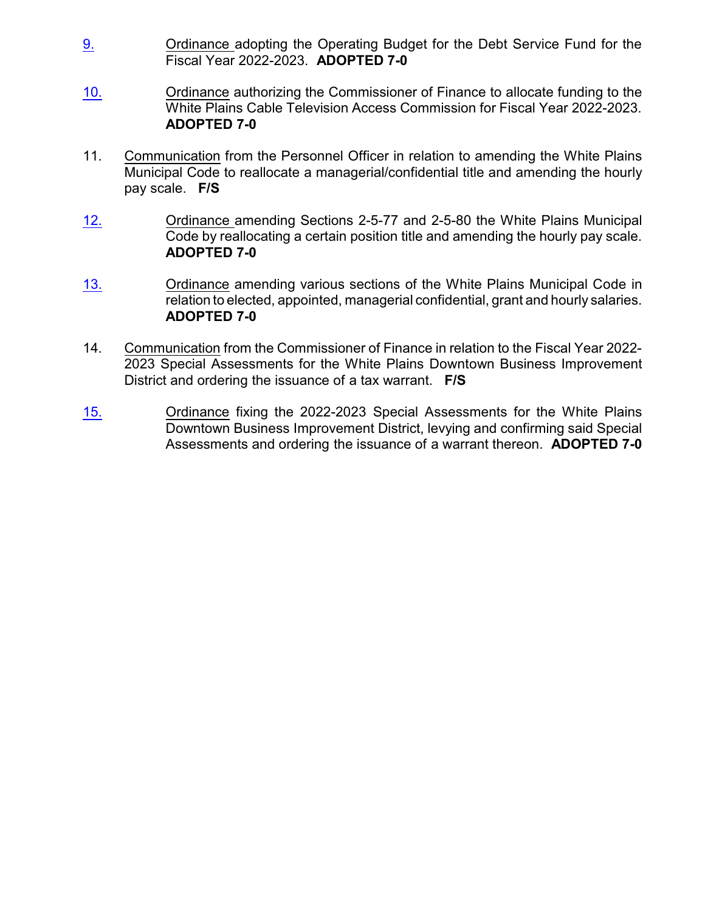9. Ordinance adopting the Operating Budget for the Debt Service Fund for the Fiscal Year 2022-2023. **ADOPTED 7-0**

10. Ordinance authorizing the Commissioner of Finance to allocate funding to the White Plains Cable Television Access Commission for Fiscal Year 2022-2023. **ADOPTED 7-0**

11. Communication from the Personnel Officer in relation to amending the White Plains Municipal Code to reallocate a managerial/confidential title and amending the hourly pay scale. **F/S**

12. Ordinance amending Sections 2-5-77 and 2-5-80 the White Plains Municipal Code by reallocating a certain position title and amending the hourly pay scale. **ADOPTED 7-0**

13. Ordinance amending various sections of the White Plains Municipal Code in relation to elected, appointed, managerial confidential, grant and hourly salaries. **ADOPTED 7-0**

14. Communication from the Commissioner of Finance in relation to the Fiscal Year 2022-2023 Special Assessments for the White Plains Downtown Business Improvement District and ordering the issuance of a tax warrant. **F/S**

15. Ordinance fixing the 2022-2023 Special Assessments for the White Plains Downtown Business Improvement District, levying and confirming said Special Assessments and ordering the issuance of a warrant thereon. **ADOPTED 7-0**